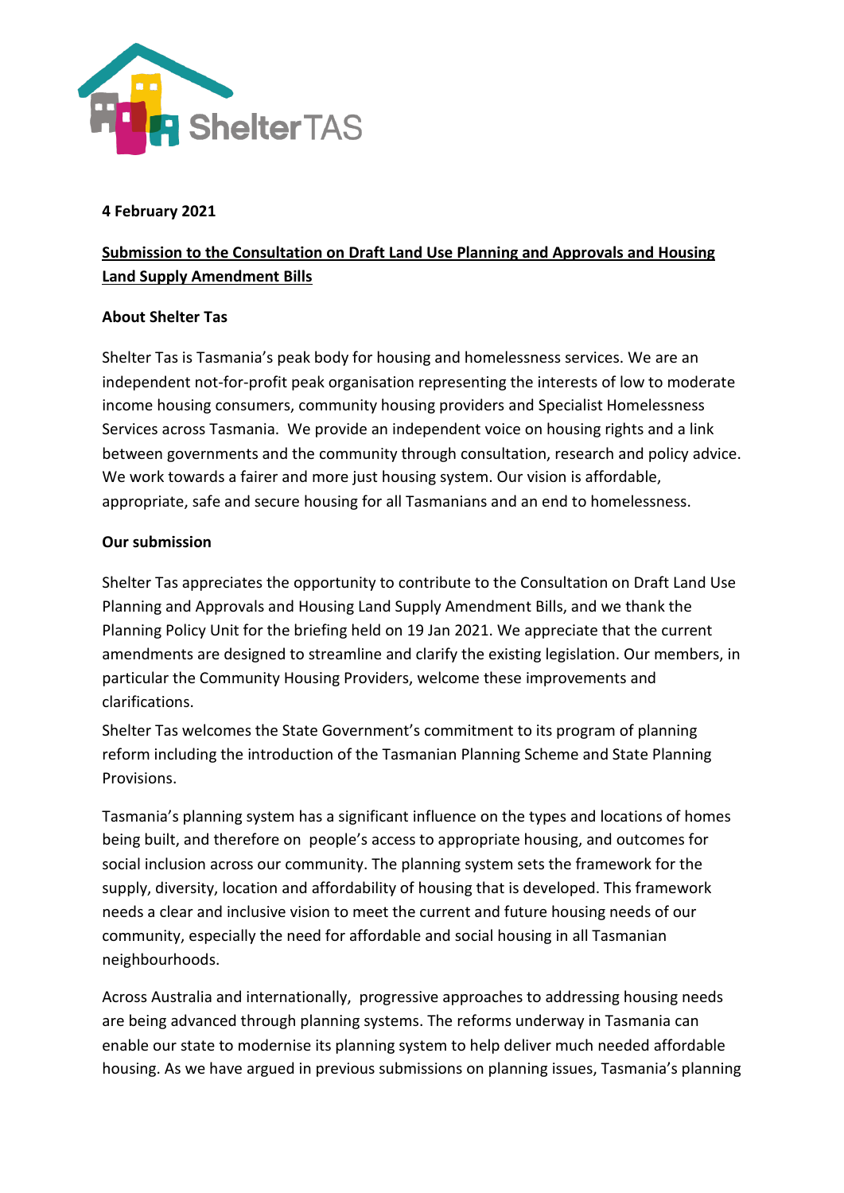**4 February 2021**

**Submission to the Consultation on Draft Land Use Planning and Approvals and Housing Land Supply Amendment Bills**

**About Shelter Tas**

Shelter Tas is Tasmania's peak body for housing and homelessness services. We are an independent not-for-profit peak organisation representing the interests of low to moderate income housing consumers, community housing providers and Specialist Homelessness Services across Tasmania. We provide an independent voice on housing rights and a link between governments and the community through consultation, research and policy advice. We work towards a fairer and more just housing system. Our vision is affordable, appropriate, safe and secure housing for all Tasmanians and an end to homelessness.

**Our submission**

Shelter Tas appreciates the opportunity to contribute to the Consultation on Draft Land Use Planning and Approvals and Housing Land Supply Amendment Bills, and we thank the Planning Policy Unit for the briefing held on 19 Jan 2021. We appreciate that the current amendments are designed to streamline and clarify the existing legislation. Our members, in particular the Community Housing Providers, welcome these improvements and clarifications.

Shelter Tas welcomes the State Government's commitment to its program of planning reform including the introduction of the Tasmanian Planning Scheme and State Planning Provisions.

Tasmania's planning system has a significant influence on the types and locations of homes being built, and therefore on people's access to appropriate housing, and outcomes for social inclusion across our community. The planning system sets the framework for the supply, diversity, location and affordability of housing that is developed. This framework needs a clear and inclusive vision to meet the current and future housing needs of our community, especially the need for affordable and social housing in all Tasmanian neighbourhoods.

Across Australia and internationally, progressive approaches to addressing housing needs are being advanced through planning systems. The reforms underway in Tasmania can enable our state to modernise its planning system to help deliver much needed affordable housing. As we have argued in previous submissions on planning issues, Tasmania's planning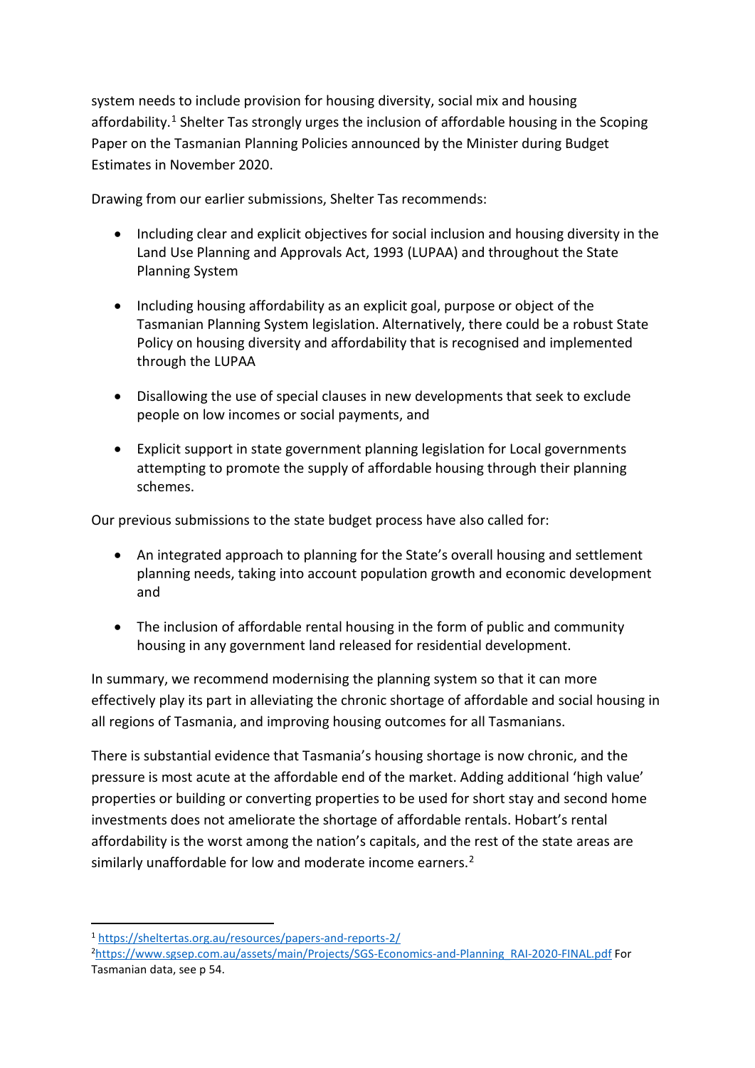system needs to include provision for housing diversity, social mix and housing affordability.[1] Shelter Tas strongly urges the inclusion of affordable housing in the Scoping Paper on the Tasmanian Planning Policies announced by the Minister during Budget Estimates in November 2020.

Drawing from our earlier submissions, Shelter Tas recommends:

- Including clear and explicit objectives for social inclusion and housing diversity in the Land Use Planning and Approvals Act, 1993 (LUPAA) and throughout the State Planning System

- Including housing affordability as an explicit goal, purpose or object of the Tasmanian Planning System legislation. Alternatively, there could be a robust State Policy on housing diversity and affordability that is recognised and implemented through the LUPAA

- Disallowing the use of special clauses in new developments that seek to exclude people on low incomes or social payments, and

- Explicit support in state government planning legislation for Local governments attempting to promote the supply of affordable housing through their planning schemes.

Our previous submissions to the state budget process have also called for:

- An integrated approach to planning for the State's overall housing and settlement planning needs, taking into account population growth and economic development and

- The inclusion of affordable rental housing in the form of public and community housing in any government land released for residential development.

In summary, we recommend modernising the planning system so that it can more effectively play its part in alleviating the chronic shortage of affordable and social housing in all regions of Tasmania, and improving housing outcomes for all Tasmanians.

There is substantial evidence that Tasmania's housing shortage is now chronic, and the pressure is most acute at the affordable end of the market. Adding additional 'high value' properties or building or converting properties to be used for short stay and second home investments does not ameliorate the shortage of affordable rentals. Hobart's rental affordability is the worst among the nation's capitals, and the rest of the state areas are similarly unaffordable for low and moderate income earners.[2]

---

[1] https://sheltertas.org.au/resources/papers-and-reports-2/

[2] https://www.sgsep.com.au/assets/main/Projects/SGS-Economics-and-Planning_RAI-2020-FINAL.pdf For Tasmanian data, see p 54.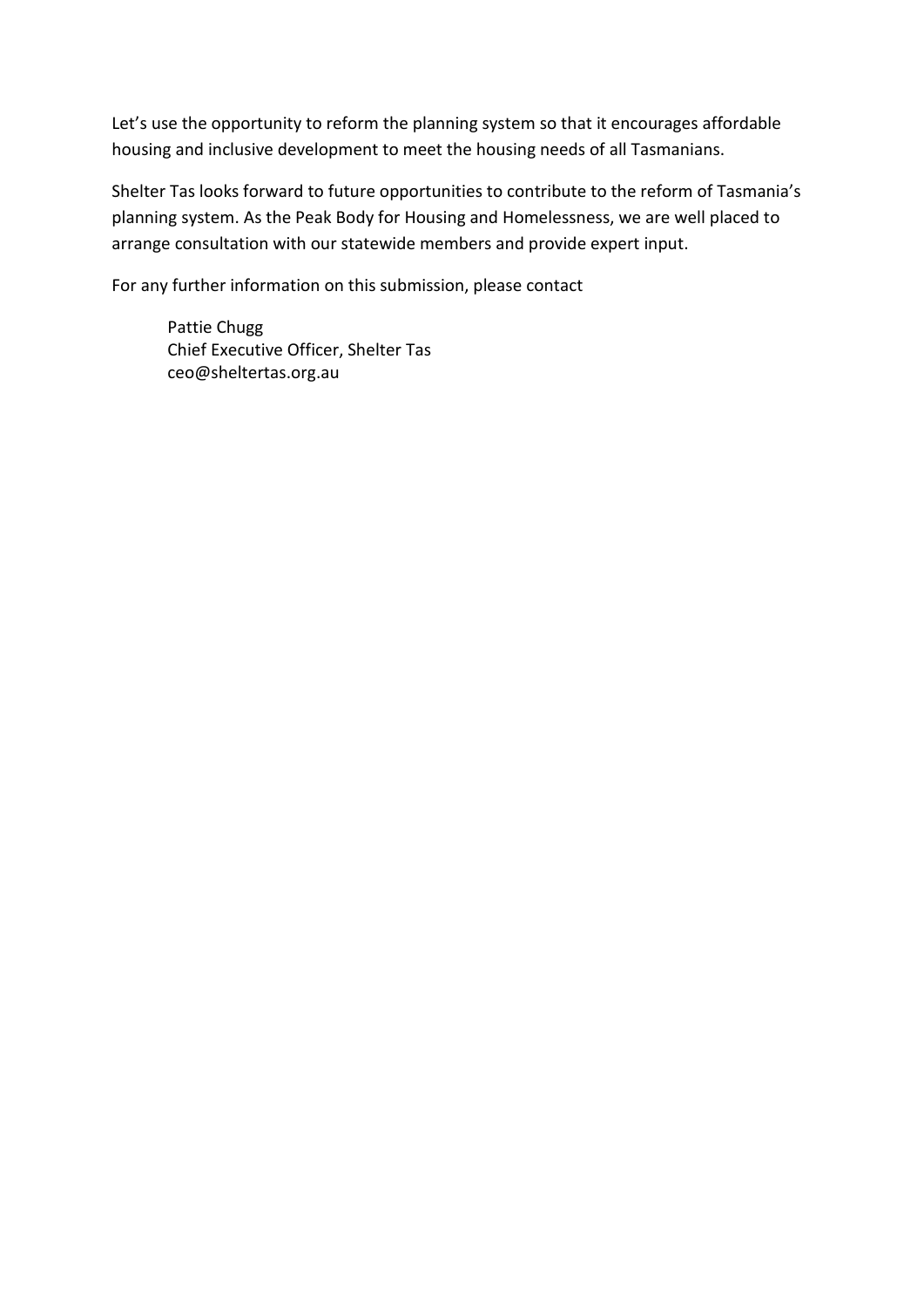Let's use the opportunity to reform the planning system so that it encourages affordable housing and inclusive development to meet the housing needs of all Tasmanians.

Shelter Tas looks forward to future opportunities to contribute to the reform of Tasmania's planning system. As the Peak Body for Housing and Homelessness, we are well placed to arrange consultation with our statewide members and provide expert input.

For any further information on this submission, please contact

Pattie Chugg  
Chief Executive Officer, Shelter Tas  
ceo@sheltertas.org.au